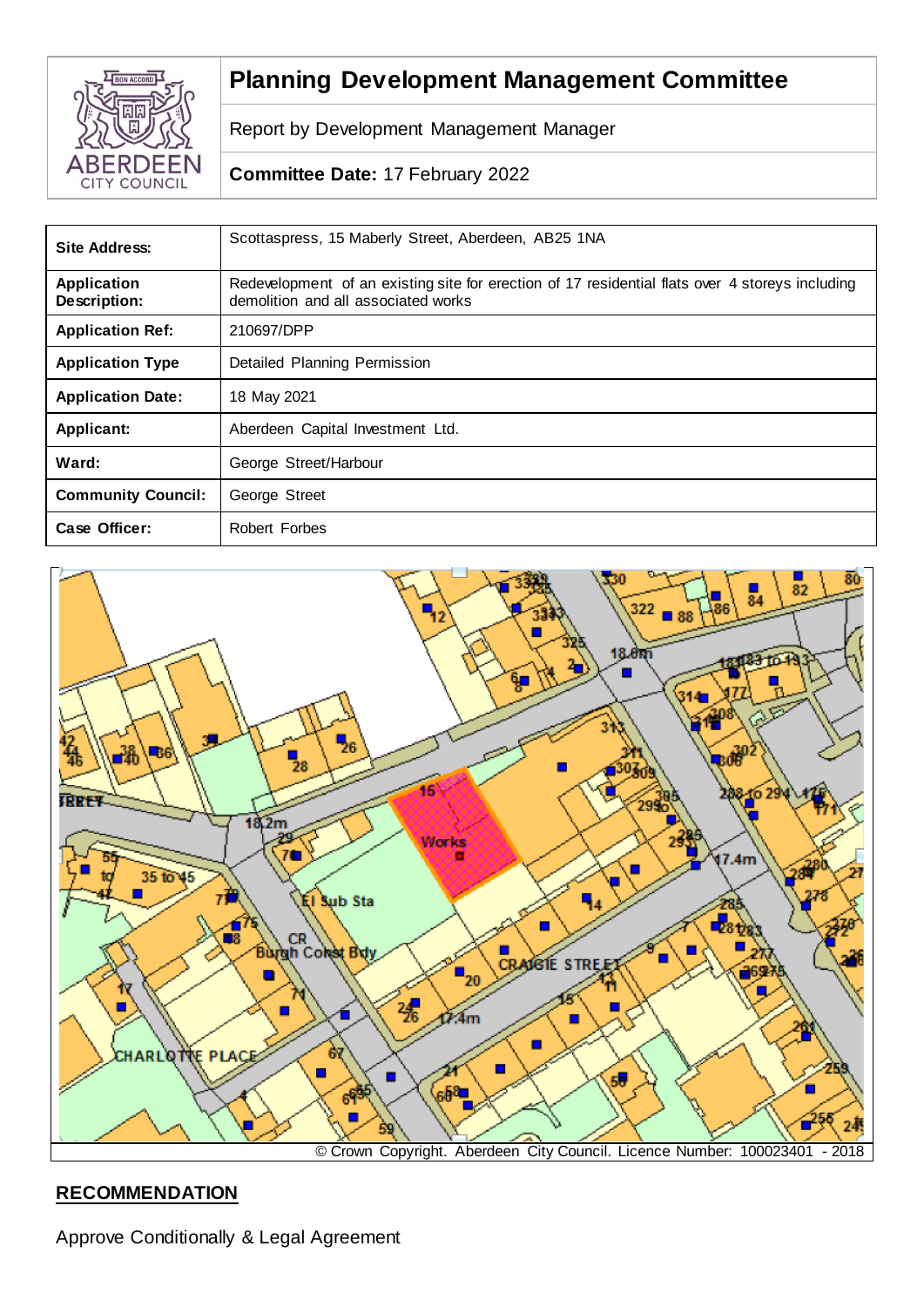# Planning Development Management Committee

Report by Development Management Manager

**Committee Date:** 17 February 2022

| **Site Address:** | Scottaspress, 15 Maberly Street, Aberdeen, AB25 1NA |
|---|---|
| **Application Description:** | Redevelopment of an existing site for erection of 17 residential flats over 4 storeys including demolition and all associated works |
| **Application Ref:** | 210697/DPP |
| **Application Type** | Detailed Planning Permission |
| **Application Date:** | 18 May 2021 |
| **Applicant:** | Aberdeen Capital Investment Ltd. |
| **Ward:** | George Street/Harbour |
| **Community Council:** | George Street |
| **Case Officer:** | Robert Forbes |

© Crown Copyright. Aberdeen City Council. Licence Number: 100023401 - 2018

## RECOMMENDATION

Approve Conditionally & Legal Agreement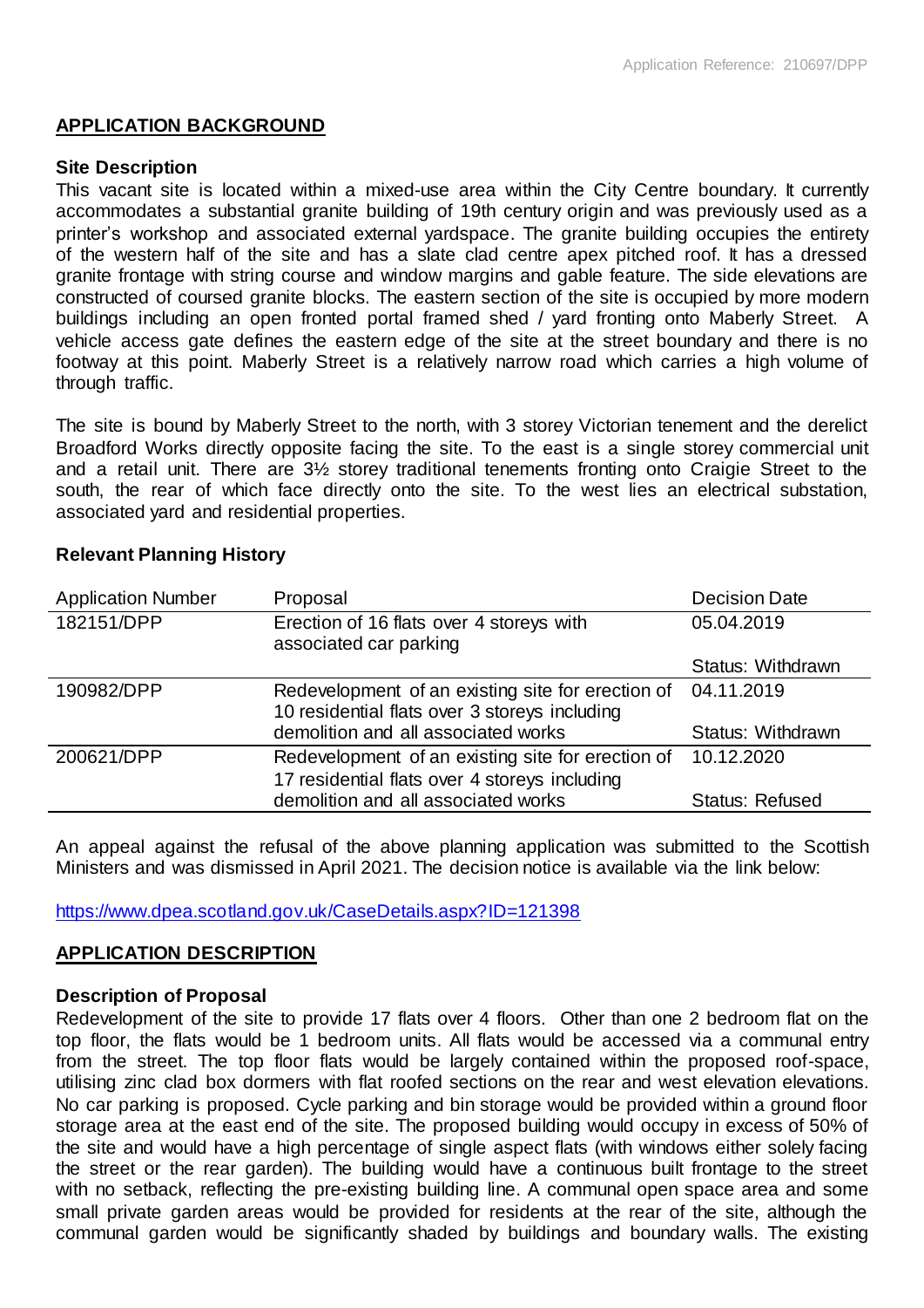## APPLICATION BACKGROUND

### Site Description

This vacant site is located within a mixed-use area within the City Centre boundary. It currently accommodates a substantial granite building of 19th century origin and was previously used as a printer's workshop and associated external yardspace. The granite building occupies the entirety of the western half of the site and has a slate clad centre apex pitched roof. It has a dressed granite frontage with string course and window margins and gable feature. The side elevations are constructed of coursed granite blocks. The eastern section of the site is occupied by more modern buildings including an open fronted portal framed shed / yard fronting onto Maberly Street. A vehicle access gate defines the eastern edge of the site at the street boundary and there is no footway at this point. Maberly Street is a relatively narrow road which carries a high volume of through traffic.

The site is bound by Maberly Street to the north, with 3 storey Victorian tenement and the derelict Broadford Works directly opposite facing the site. To the east is a single storey commercial unit and a retail unit. There are 3½ storey traditional tenements fronting onto Craigie Street to the south, the rear of which face directly onto the site. To the west lies an electrical substation, associated yard and residential properties.

### Relevant Planning History

| Application Number | Proposal | Decision Date |
| --- | --- | --- |
| 182151/DPP | Erection of 16 flats over 4 storeys with associated car parking | 05.04.2019<br>Status: Withdrawn |
| 190982/DPP | Redevelopment of an existing site for erection of 10 residential flats over 3 storeys including demolition and all associated works | 04.11.2019<br>Status: Withdrawn |
| 200621/DPP | Redevelopment of an existing site for erection of 17 residential flats over 4 storeys including demolition and all associated works | 10.12.2020<br>Status: Refused |

An appeal against the refusal of the above planning application was submitted to the Scottish Ministers and was dismissed in April 2021. The decision notice is available via the link below:

https://www.dpea.scotland.gov.uk/CaseDetails.aspx?ID=121398

## APPLICATION DESCRIPTION

### Description of Proposal

Redevelopment of the site to provide 17 flats over 4 floors. Other than one 2 bedroom flat on the top floor, the flats would be 1 bedroom units. All flats would be accessed via a communal entry from the street. The top floor flats would be largely contained within the proposed roof-space, utilising zinc clad box dormers with flat roofed sections on the rear and west elevation elevations. No car parking is proposed. Cycle parking and bin storage would be provided within a ground floor storage area at the east end of the site. The proposed building would occupy in excess of 50% of the site and would have a high percentage of single aspect flats (with windows either solely facing the street or the rear garden). The building would have a continuous built frontage to the street with no setback, reflecting the pre-existing building line. A communal open space area and some small private garden areas would be provided for residents at the rear of the site, although the communal garden would be significantly shaded by buildings and boundary walls. The existing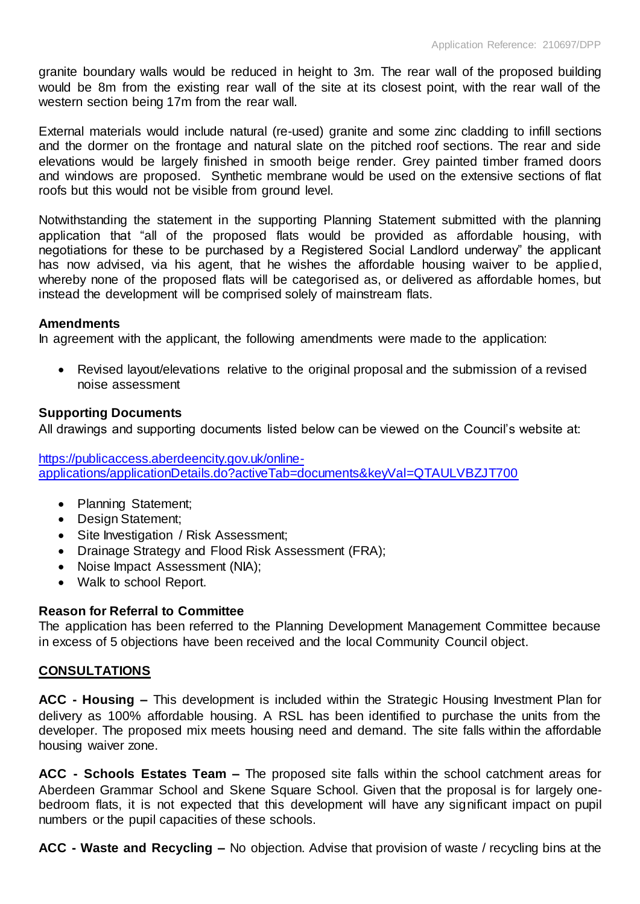granite boundary walls would be reduced in height to 3m. The rear wall of the proposed building would be 8m from the existing rear wall of the site at its closest point, with the rear wall of the western section being 17m from the rear wall.

External materials would include natural (re-used) granite and some zinc cladding to infill sections and the dormer on the frontage and natural slate on the pitched roof sections. The rear and side elevations would be largely finished in smooth beige render. Grey painted timber framed doors and windows are proposed. Synthetic membrane would be used on the extensive sections of flat roofs but this would not be visible from ground level.

Notwithstanding the statement in the supporting Planning Statement submitted with the planning application that "all of the proposed flats would be provided as affordable housing, with negotiations for these to be purchased by a Registered Social Landlord underway" the applicant has now advised, via his agent, that he wishes the affordable housing waiver to be applied, whereby none of the proposed flats will be categorised as, or delivered as affordable homes, but instead the development will be comprised solely of mainstream flats.

**Amendments**
In agreement with the applicant, the following amendments were made to the application:

- Revised layout/elevations relative to the original proposal and the submission of a revised noise assessment

**Supporting Documents**
All drawings and supporting documents listed below can be viewed on the Council's website at:

https://publicaccess.aberdeencity.gov.uk/online-applications/applicationDetails.do?activeTab=documents&keyVal=QTAULVBZJT700

- Planning Statement;
- Design Statement;
- Site Investigation / Risk Assessment;
- Drainage Strategy and Flood Risk Assessment (FRA);
- Noise Impact Assessment (NIA);
- Walk to school Report.

**Reason for Referral to Committee**
The application has been referred to the Planning Development Management Committee because in excess of 5 objections have been received and the local Community Council object.

## CONSULTATIONS

**ACC - Housing –** This development is included within the Strategic Housing Investment Plan for delivery as 100% affordable housing. A RSL has been identified to purchase the units from the developer. The proposed mix meets housing need and demand. The site falls within the affordable housing waiver zone.

**ACC - Schools Estates Team –** The proposed site falls within the school catchment areas for Aberdeen Grammar School and Skene Square School. Given that the proposal is for largely one-bedroom flats, it is not expected that this development will have any significant impact on pupil numbers or the pupil capacities of these schools.

**ACC - Waste and Recycling –** No objection. Advise that provision of waste / recycling bins at the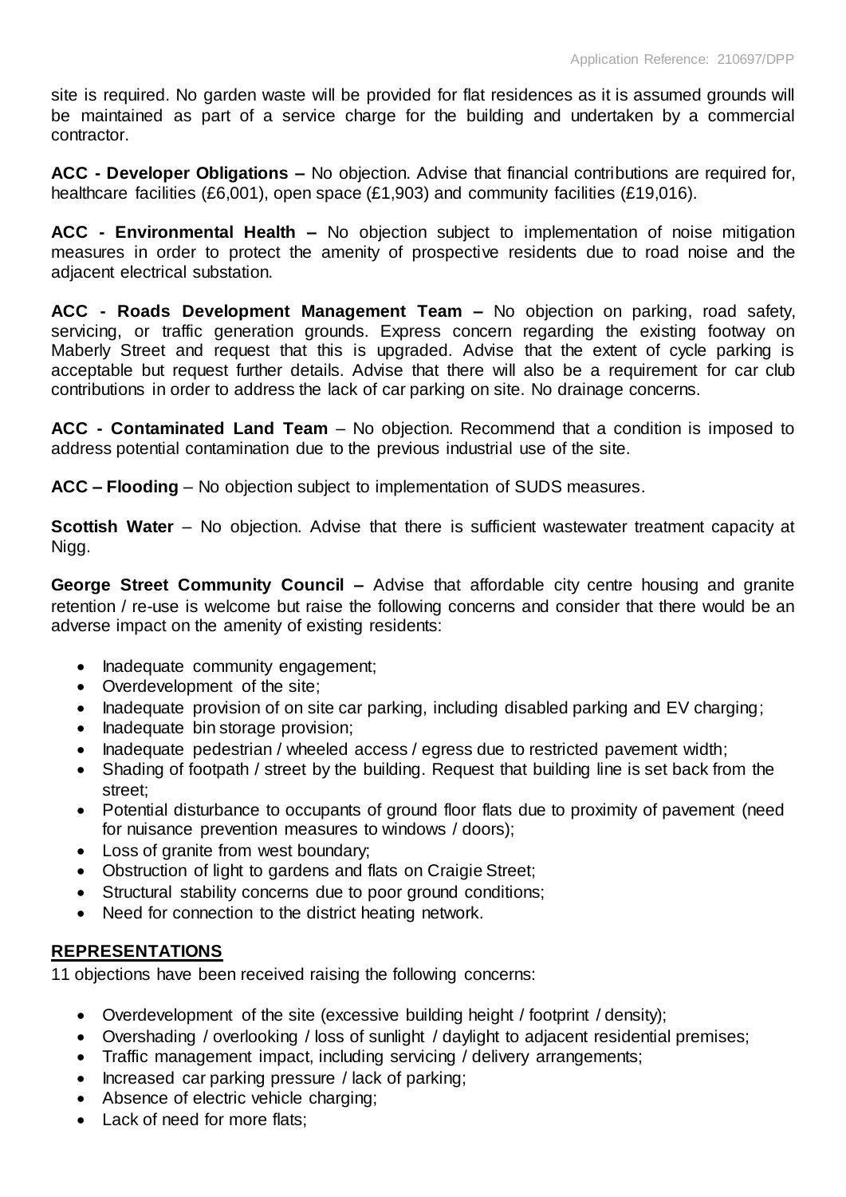site is required. No garden waste will be provided for flat residences as it is assumed grounds will be maintained as part of a service charge for the building and undertaken by a commercial contractor.

**ACC - Developer Obligations –** No objection. Advise that financial contributions are required for, healthcare facilities (£6,001), open space (£1,903) and community facilities (£19,016).

**ACC - Environmental Health –** No objection subject to implementation of noise mitigation measures in order to protect the amenity of prospective residents due to road noise and the adjacent electrical substation.

**ACC - Roads Development Management Team –** No objection on parking, road safety, servicing, or traffic generation grounds. Express concern regarding the existing footway on Maberly Street and request that this is upgraded. Advise that the extent of cycle parking is acceptable but request further details. Advise that there will also be a requirement for car club contributions in order to address the lack of car parking on site. No drainage concerns.

**ACC - Contaminated Land Team** – No objection. Recommend that a condition is imposed to address potential contamination due to the previous industrial use of the site.

**ACC – Flooding** – No objection subject to implementation of SUDS measures.

**Scottish Water** – No objection. Advise that there is sufficient wastewater treatment capacity at Nigg.

**George Street Community Council –** Advise that affordable city centre housing and granite retention / re-use is welcome but raise the following concerns and consider that there would be an adverse impact on the amenity of existing residents:

- Inadequate community engagement;
- Overdevelopment of the site;
- Inadequate provision of on site car parking, including disabled parking and EV charging;
- Inadequate bin storage provision;
- Inadequate pedestrian / wheeled access / egress due to restricted pavement width;
- Shading of footpath / street by the building. Request that building line is set back from the street;
- Potential disturbance to occupants of ground floor flats due to proximity of pavement (need for nuisance prevention measures to windows / doors);
- Loss of granite from west boundary;
- Obstruction of light to gardens and flats on Craigie Street;
- Structural stability concerns due to poor ground conditions;
- Need for connection to the district heating network.

## REPRESENTATIONS

11 objections have been received raising the following concerns:

- Overdevelopment of the site (excessive building height / footprint / density);
- Overshading / overlooking / loss of sunlight / daylight to adjacent residential premises;
- Traffic management impact, including servicing / delivery arrangements;
- Increased car parking pressure / lack of parking;
- Absence of electric vehicle charging;
- Lack of need for more flats;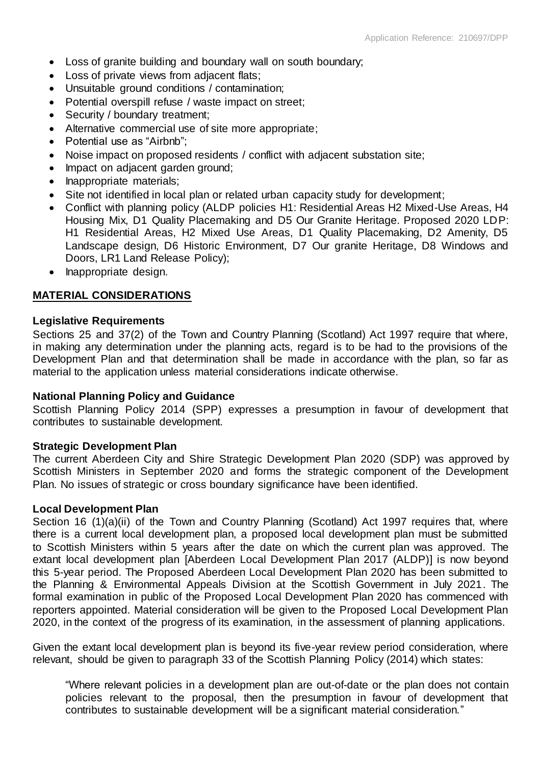- Loss of granite building and boundary wall on south boundary;
- Loss of private views from adjacent flats;
- Unsuitable ground conditions / contamination;
- Potential overspill refuse / waste impact on street;
- Security / boundary treatment;
- Alternative commercial use of site more appropriate;
- Potential use as "Airbnb";
- Noise impact on proposed residents / conflict with adjacent substation site;
- Impact on adjacent garden ground;
- Inappropriate materials;
- Site not identified in local plan or related urban capacity study for development;
- Conflict with planning policy (ALDP policies H1: Residential Areas H2 Mixed-Use Areas, H4 Housing Mix, D1 Quality Placemaking and D5 Our Granite Heritage. Proposed 2020 LDP: H1 Residential Areas, H2 Mixed Use Areas, D1 Quality Placemaking, D2 Amenity, D5 Landscape design, D6 Historic Environment, D7 Our granite Heritage, D8 Windows and Doors, LR1 Land Release Policy);
- Inappropriate design.

## MATERIAL CONSIDERATIONS

### Legislative Requirements

Sections 25 and 37(2) of the Town and Country Planning (Scotland) Act 1997 require that where, in making any determination under the planning acts, regard is to be had to the provisions of the Development Plan and that determination shall be made in accordance with the plan, so far as material to the application unless material considerations indicate otherwise.

### National Planning Policy and Guidance

Scottish Planning Policy 2014 (SPP) expresses a presumption in favour of development that contributes to sustainable development.

### Strategic Development Plan

The current Aberdeen City and Shire Strategic Development Plan 2020 (SDP) was approved by Scottish Ministers in September 2020 and forms the strategic component of the Development Plan. No issues of strategic or cross boundary significance have been identified.

### Local Development Plan

Section 16 (1)(a)(ii) of the Town and Country Planning (Scotland) Act 1997 requires that, where there is a current local development plan, a proposed local development plan must be submitted to Scottish Ministers within 5 years after the date on which the current plan was approved. The extant local development plan [Aberdeen Local Development Plan 2017 (ALDP)] is now beyond this 5-year period. The Proposed Aberdeen Local Development Plan 2020 has been submitted to the Planning & Environmental Appeals Division at the Scottish Government in July 2021. The formal examination in public of the Proposed Local Development Plan 2020 has commenced with reporters appointed. Material consideration will be given to the Proposed Local Development Plan 2020, in the context of the progress of its examination, in the assessment of planning applications.

Given the extant local development plan is beyond its five-year review period consideration, where relevant, should be given to paragraph 33 of the Scottish Planning Policy (2014) which states:

> "Where relevant policies in a development plan are out-of-date or the plan does not contain policies relevant to the proposal, then the presumption in favour of development that contributes to sustainable development will be a significant material consideration."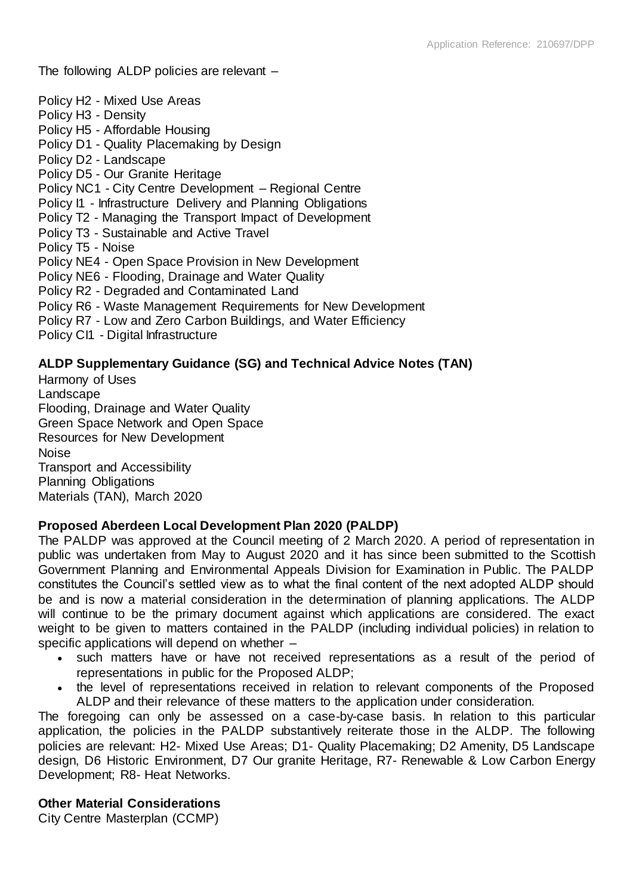The following ALDP policies are relevant –

Policy H2 - Mixed Use Areas
Policy H3 - Density
Policy H5 - Affordable Housing
Policy D1 - Quality Placemaking by Design
Policy D2 - Landscape
Policy D5 - Our Granite Heritage
Policy NC1 - City Centre Development – Regional Centre
Policy I1 - Infrastructure Delivery and Planning Obligations
Policy T2 - Managing the Transport Impact of Development
Policy T3 - Sustainable and Active Travel
Policy T5 - Noise
Policy NE4 - Open Space Provision in New Development
Policy NE6 - Flooding, Drainage and Water Quality
Policy R2 - Degraded and Contaminated Land
Policy R6 - Waste Management Requirements for New Development
Policy R7 - Low and Zero Carbon Buildings, and Water Efficiency
Policy CI1 - Digital Infrastructure

**ALDP Supplementary Guidance (SG) and Technical Advice Notes (TAN)**

Harmony of Uses
Landscape
Flooding, Drainage and Water Quality
Green Space Network and Open Space
Resources for New Development
Noise
Transport and Accessibility
Planning Obligations
Materials (TAN), March 2020

**Proposed Aberdeen Local Development Plan 2020 (PALDP)**

The PALDP was approved at the Council meeting of 2 March 2020. A period of representation in public was undertaken from May to August 2020 and it has since been submitted to the Scottish Government Planning and Environmental Appeals Division for Examination in Public. The PALDP constitutes the Council's settled view as to what the final content of the next adopted ALDP should be and is now a material consideration in the determination of planning applications. The ALDP will continue to be the primary document against which applications are considered. The exact weight to be given to matters contained in the PALDP (including individual policies) in relation to specific applications will depend on whether –

- such matters have or have not received representations as a result of the period of representations in public for the Proposed ALDP;
- the level of representations received in relation to relevant components of the Proposed ALDP and their relevance of these matters to the application under consideration.

The foregoing can only be assessed on a case-by-case basis. In relation to this particular application, the policies in the PALDP substantively reiterate those in the ALDP. The following policies are relevant: H2- Mixed Use Areas; D1- Quality Placemaking; D2 Amenity, D5 Landscape design, D6 Historic Environment, D7 Our granite Heritage, R7- Renewable & Low Carbon Energy Development; R8- Heat Networks.

**Other Material Considerations**

City Centre Masterplan (CCMP)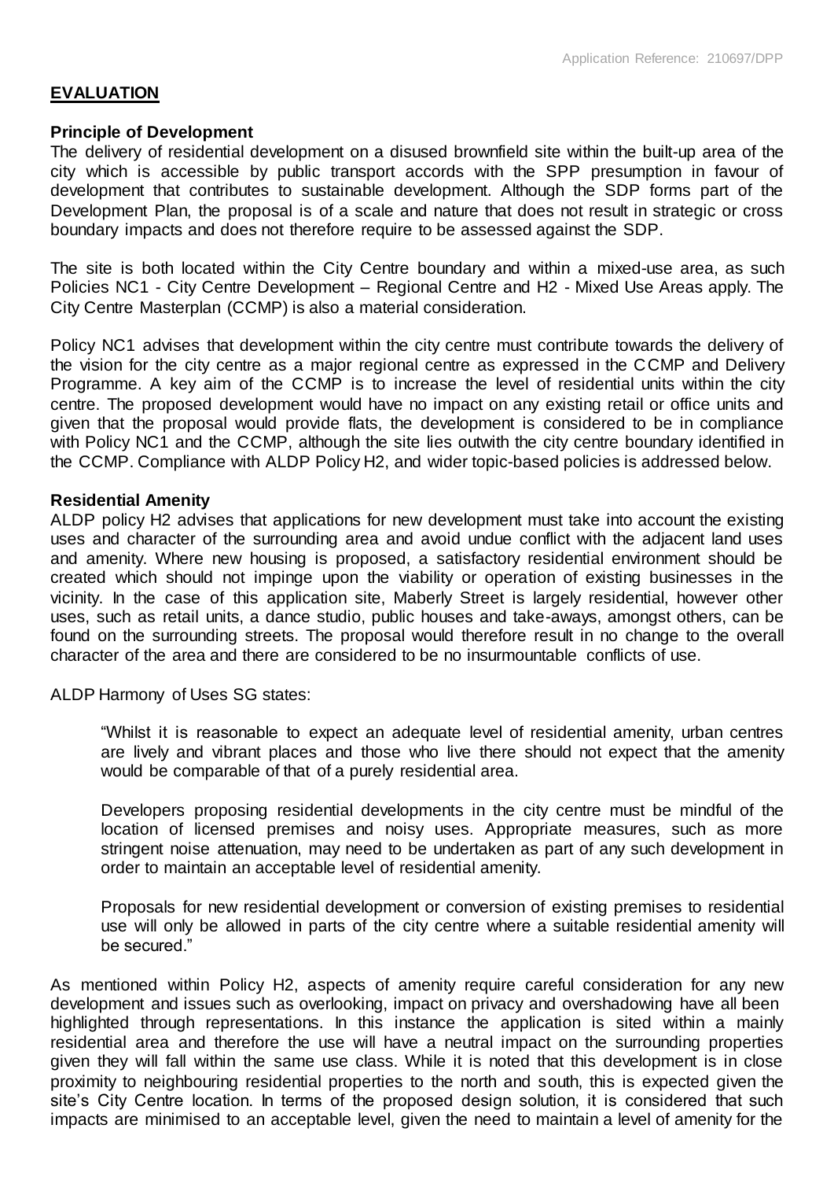**EVALUATION**

**Principle of Development**

The delivery of residential development on a disused brownfield site within the built-up area of the city which is accessible by public transport accords with the SPP presumption in favour of development that contributes to sustainable development. Although the SDP forms part of the Development Plan, the proposal is of a scale and nature that does not result in strategic or cross boundary impacts and does not therefore require to be assessed against the SDP.

The site is both located within the City Centre boundary and within a mixed-use area, as such Policies NC1 - City Centre Development – Regional Centre and H2 - Mixed Use Areas apply. The City Centre Masterplan (CCMP) is also a material consideration.

Policy NC1 advises that development within the city centre must contribute towards the delivery of the vision for the city centre as a major regional centre as expressed in the CCMP and Delivery Programme. A key aim of the CCMP is to increase the level of residential units within the city centre. The proposed development would have no impact on any existing retail or office units and given that the proposal would provide flats, the development is considered to be in compliance with Policy NC1 and the CCMP, although the site lies outwith the city centre boundary identified in the CCMP. Compliance with ALDP Policy H2, and wider topic-based policies is addressed below.

**Residential Amenity**

ALDP policy H2 advises that applications for new development must take into account the existing uses and character of the surrounding area and avoid undue conflict with the adjacent land uses and amenity. Where new housing is proposed, a satisfactory residential environment should be created which should not impinge upon the viability or operation of existing businesses in the vicinity. In the case of this application site, Maberly Street is largely residential, however other uses, such as retail units, a dance studio, public houses and take-aways, amongst others, can be found on the surrounding streets. The proposal would therefore result in no change to the overall character of the area and there are considered to be no insurmountable conflicts of use.

ALDP Harmony of Uses SG states:

> "Whilst it is reasonable to expect an adequate level of residential amenity, urban centres are lively and vibrant places and those who live there should not expect that the amenity would be comparable of that of a purely residential area.
>
> Developers proposing residential developments in the city centre must be mindful of the location of licensed premises and noisy uses. Appropriate measures, such as more stringent noise attenuation, may need to be undertaken as part of any such development in order to maintain an acceptable level of residential amenity.
>
> Proposals for new residential development or conversion of existing premises to residential use will only be allowed in parts of the city centre where a suitable residential amenity will be secured."

As mentioned within Policy H2, aspects of amenity require careful consideration for any new development and issues such as overlooking, impact on privacy and overshadowing have all been highlighted through representations. In this instance the application is sited within a mainly residential area and therefore the use will have a neutral impact on the surrounding properties given they will fall within the same use class. While it is noted that this development is in close proximity to neighbouring residential properties to the north and south, this is expected given the site's City Centre location. In terms of the proposed design solution, it is considered that such impacts are minimised to an acceptable level, given the need to maintain a level of amenity for the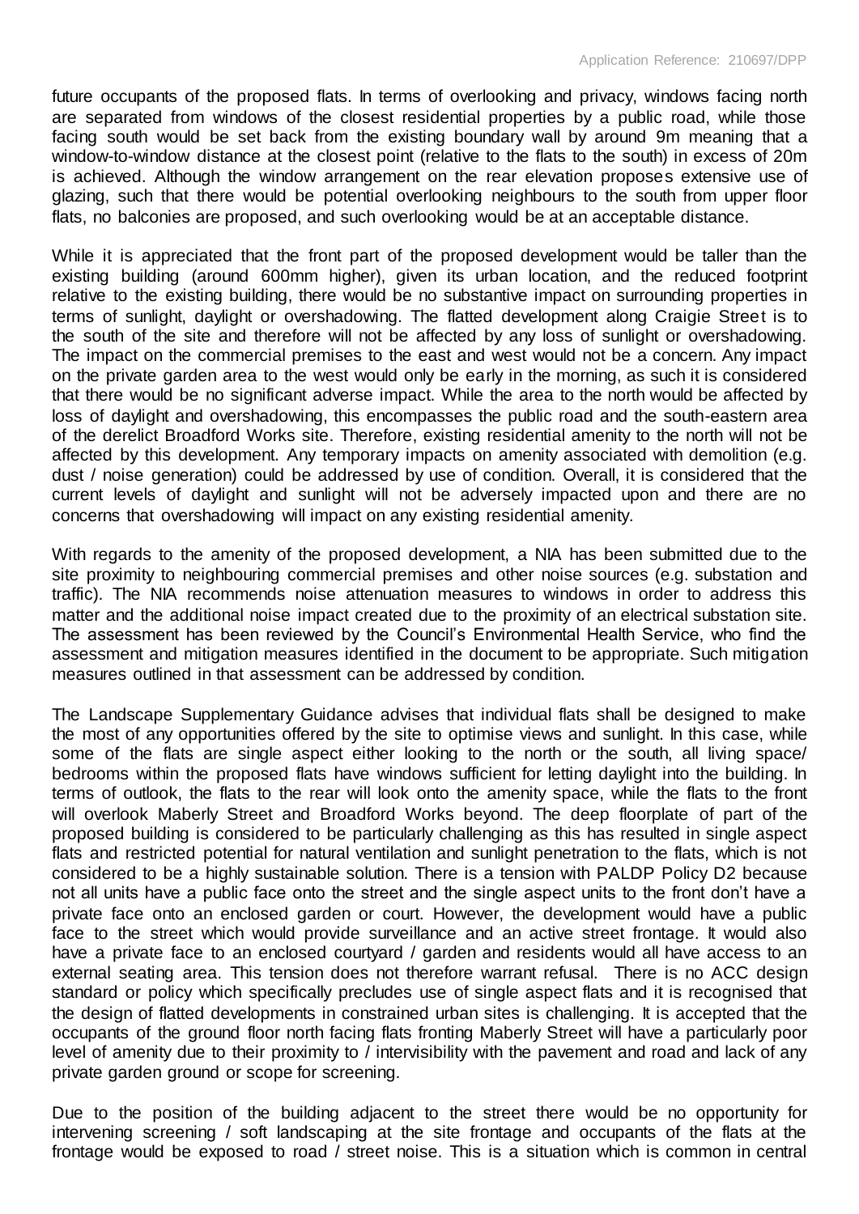future occupants of the proposed flats. In terms of overlooking and privacy, windows facing north are separated from windows of the closest residential properties by a public road, while those facing south would be set back from the existing boundary wall by around 9m meaning that a window-to-window distance at the closest point (relative to the flats to the south) in excess of 20m is achieved. Although the window arrangement on the rear elevation proposes extensive use of glazing, such that there would be potential overlooking neighbours to the south from upper floor flats, no balconies are proposed, and such overlooking would be at an acceptable distance.

While it is appreciated that the front part of the proposed development would be taller than the existing building (around 600mm higher), given its urban location, and the reduced footprint relative to the existing building, there would be no substantive impact on surrounding properties in terms of sunlight, daylight or overshadowing. The flatted development along Craigie Street is to the south of the site and therefore will not be affected by any loss of sunlight or overshadowing. The impact on the commercial premises to the east and west would not be a concern. Any impact on the private garden area to the west would only be early in the morning, as such it is considered that there would be no significant adverse impact. While the area to the north would be affected by loss of daylight and overshadowing, this encompasses the public road and the south-eastern area of the derelict Broadford Works site. Therefore, existing residential amenity to the north will not be affected by this development. Any temporary impacts on amenity associated with demolition (e.g. dust / noise generation) could be addressed by use of condition. Overall, it is considered that the current levels of daylight and sunlight will not be adversely impacted upon and there are no concerns that overshadowing will impact on any existing residential amenity.

With regards to the amenity of the proposed development, a NIA has been submitted due to the site proximity to neighbouring commercial premises and other noise sources (e.g. substation and traffic). The NIA recommends noise attenuation measures to windows in order to address this matter and the additional noise impact created due to the proximity of an electrical substation site. The assessment has been reviewed by the Council's Environmental Health Service, who find the assessment and mitigation measures identified in the document to be appropriate. Such mitigation measures outlined in that assessment can be addressed by condition.

The Landscape Supplementary Guidance advises that individual flats shall be designed to make the most of any opportunities offered by the site to optimise views and sunlight. In this case, while some of the flats are single aspect either looking to the north or the south, all living space/ bedrooms within the proposed flats have windows sufficient for letting daylight into the building. In terms of outlook, the flats to the rear will look onto the amenity space, while the flats to the front will overlook Maberly Street and Broadford Works beyond. The deep floorplate of part of the proposed building is considered to be particularly challenging as this has resulted in single aspect flats and restricted potential for natural ventilation and sunlight penetration to the flats, which is not considered to be a highly sustainable solution. There is a tension with PALDP Policy D2 because not all units have a public face onto the street and the single aspect units to the front don't have a private face onto an enclosed garden or court. However, the development would have a public face to the street which would provide surveillance and an active street frontage. It would also have a private face to an enclosed courtyard / garden and residents would all have access to an external seating area. This tension does not therefore warrant refusal. There is no ACC design standard or policy which specifically precludes use of single aspect flats and it is recognised that the design of flatted developments in constrained urban sites is challenging. It is accepted that the occupants of the ground floor north facing flats fronting Maberly Street will have a particularly poor level of amenity due to their proximity to / intervisibility with the pavement and road and lack of any private garden ground or scope for screening.

Due to the position of the building adjacent to the street there would be no opportunity for intervening screening / soft landscaping at the site frontage and occupants of the flats at the frontage would be exposed to road / street noise. This is a situation which is common in central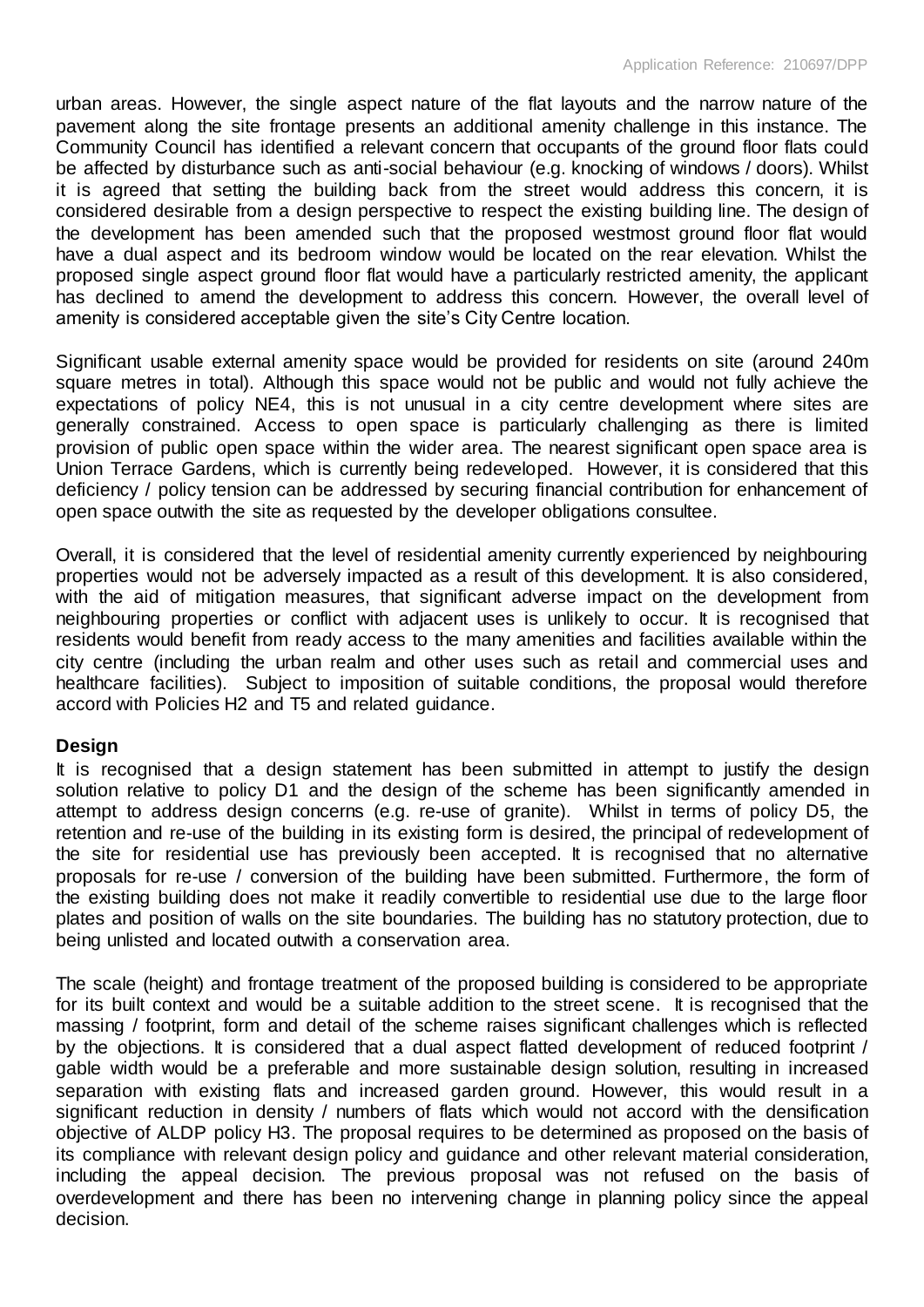urban areas. However, the single aspect nature of the flat layouts and the narrow nature of the pavement along the site frontage presents an additional amenity challenge in this instance. The Community Council has identified a relevant concern that occupants of the ground floor flats could be affected by disturbance such as anti-social behaviour (e.g. knocking of windows / doors). Whilst it is agreed that setting the building back from the street would address this concern, it is considered desirable from a design perspective to respect the existing building line. The design of the development has been amended such that the proposed westmost ground floor flat would have a dual aspect and its bedroom window would be located on the rear elevation. Whilst the proposed single aspect ground floor flat would have a particularly restricted amenity, the applicant has declined to amend the development to address this concern. However, the overall level of amenity is considered acceptable given the site's City Centre location.

Significant usable external amenity space would be provided for residents on site (around 240m square metres in total). Although this space would not be public and would not fully achieve the expectations of policy NE4, this is not unusual in a city centre development where sites are generally constrained. Access to open space is particularly challenging as there is limited provision of public open space within the wider area. The nearest significant open space area is Union Terrace Gardens, which is currently being redeveloped. However, it is considered that this deficiency / policy tension can be addressed by securing financial contribution for enhancement of open space outwith the site as requested by the developer obligations consultee.

Overall, it is considered that the level of residential amenity currently experienced by neighbouring properties would not be adversely impacted as a result of this development. It is also considered, with the aid of mitigation measures, that significant adverse impact on the development from neighbouring properties or conflict with adjacent uses is unlikely to occur. It is recognised that residents would benefit from ready access to the many amenities and facilities available within the city centre (including the urban realm and other uses such as retail and commercial uses and healthcare facilities). Subject to imposition of suitable conditions, the proposal would therefore accord with Policies H2 and T5 and related guidance.

**Design**

It is recognised that a design statement has been submitted in attempt to justify the design solution relative to policy D1 and the design of the scheme has been significantly amended in attempt to address design concerns (e.g. re-use of granite). Whilst in terms of policy D5, the retention and re-use of the building in its existing form is desired, the principal of redevelopment of the site for residential use has previously been accepted. It is recognised that no alternative proposals for re-use / conversion of the building have been submitted. Furthermore, the form of the existing building does not make it readily convertible to residential use due to the large floor plates and position of walls on the site boundaries. The building has no statutory protection, due to being unlisted and located outwith a conservation area.

The scale (height) and frontage treatment of the proposed building is considered to be appropriate for its built context and would be a suitable addition to the street scene. It is recognised that the massing / footprint, form and detail of the scheme raises significant challenges which is reflected by the objections. It is considered that a dual aspect flatted development of reduced footprint / gable width would be a preferable and more sustainable design solution, resulting in increased separation with existing flats and increased garden ground. However, this would result in a significant reduction in density / numbers of flats which would not accord with the densification objective of ALDP policy H3. The proposal requires to be determined as proposed on the basis of its compliance with relevant design policy and guidance and other relevant material consideration, including the appeal decision. The previous proposal was not refused on the basis of overdevelopment and there has been no intervening change in planning policy since the appeal decision.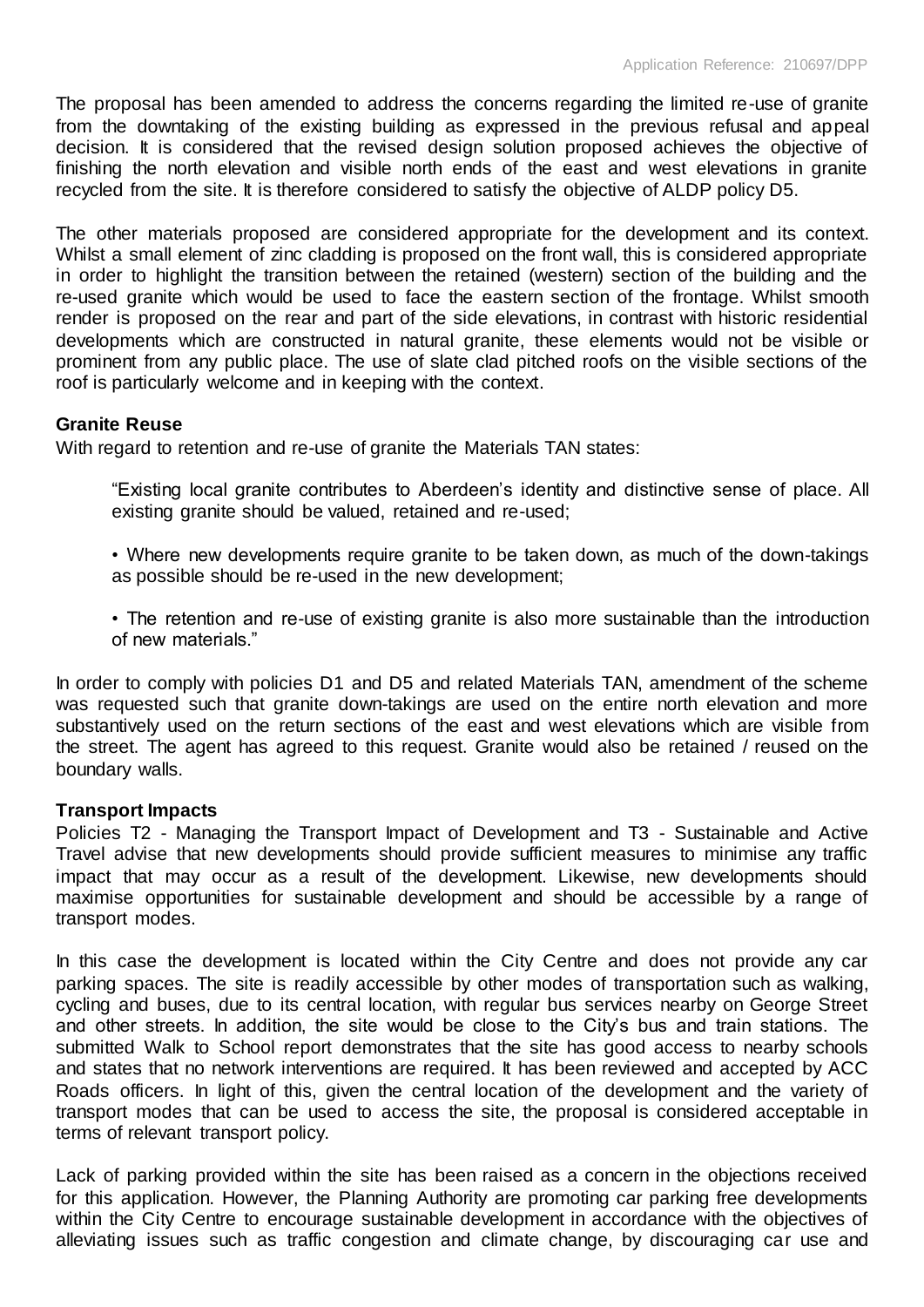The proposal has been amended to address the concerns regarding the limited re-use of granite from the downtaking of the existing building as expressed in the previous refusal and appeal decision. It is considered that the revised design solution proposed achieves the objective of finishing the north elevation and visible north ends of the east and west elevations in granite recycled from the site. It is therefore considered to satisfy the objective of ALDP policy D5.

The other materials proposed are considered appropriate for the development and its context. Whilst a small element of zinc cladding is proposed on the front wall, this is considered appropriate in order to highlight the transition between the retained (western) section of the building and the re-used granite which would be used to face the eastern section of the frontage. Whilst smooth render is proposed on the rear and part of the side elevations, in contrast with historic residential developments which are constructed in natural granite, these elements would not be visible or prominent from any public place. The use of slate clad pitched roofs on the visible sections of the roof is particularly welcome and in keeping with the context.

**Granite Reuse**

With regard to retention and re-use of granite the Materials TAN states:

> "Existing local granite contributes to Aberdeen's identity and distinctive sense of place. All existing granite should be valued, retained and re-used;
>
> • Where new developments require granite to be taken down, as much of the down-takings as possible should be re-used in the new development;
>
> • The retention and re-use of existing granite is also more sustainable than the introduction of new materials."

In order to comply with policies D1 and D5 and related Materials TAN, amendment of the scheme was requested such that granite down-takings are used on the entire north elevation and more substantively used on the return sections of the east and west elevations which are visible from the street. The agent has agreed to this request. Granite would also be retained / reused on the boundary walls.

**Transport Impacts**

Policies T2 - Managing the Transport Impact of Development and T3 - Sustainable and Active Travel advise that new developments should provide sufficient measures to minimise any traffic impact that may occur as a result of the development. Likewise, new developments should maximise opportunities for sustainable development and should be accessible by a range of transport modes.

In this case the development is located within the City Centre and does not provide any car parking spaces. The site is readily accessible by other modes of transportation such as walking, cycling and buses, due to its central location, with regular bus services nearby on George Street and other streets. In addition, the site would be close to the City's bus and train stations. The submitted Walk to School report demonstrates that the site has good access to nearby schools and states that no network interventions are required. It has been reviewed and accepted by ACC Roads officers. In light of this, given the central location of the development and the variety of transport modes that can be used to access the site, the proposal is considered acceptable in terms of relevant transport policy.

Lack of parking provided within the site has been raised as a concern in the objections received for this application. However, the Planning Authority are promoting car parking free developments within the City Centre to encourage sustainable development in accordance with the objectives of alleviating issues such as traffic congestion and climate change, by discouraging car use and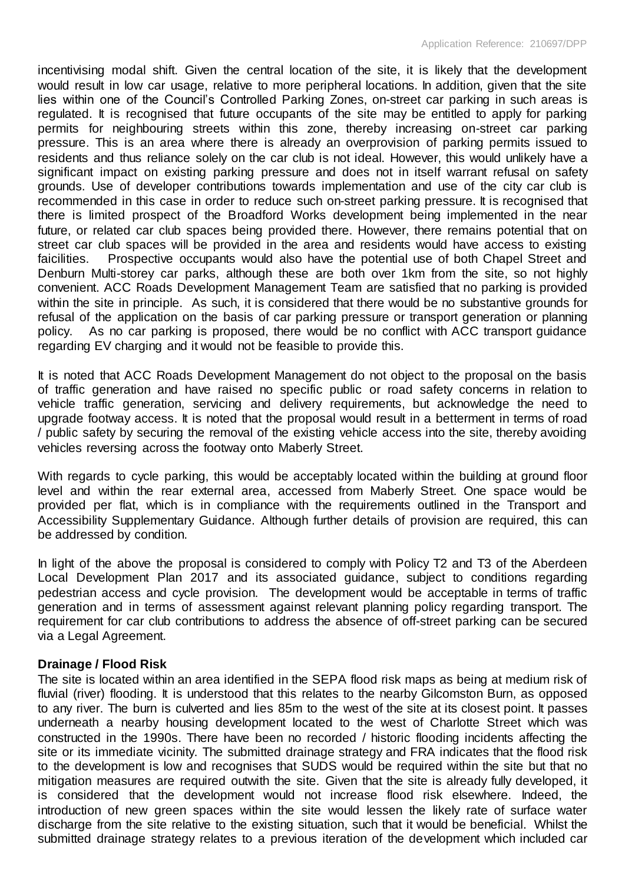incentivising modal shift. Given the central location of the site, it is likely that the development would result in low car usage, relative to more peripheral locations. In addition, given that the site lies within one of the Council's Controlled Parking Zones, on-street car parking in such areas is regulated. It is recognised that future occupants of the site may be entitled to apply for parking permits for neighbouring streets within this zone, thereby increasing on-street car parking pressure. This is an area where there is already an overprovision of parking permits issued to residents and thus reliance solely on the car club is not ideal. However, this would unlikely have a significant impact on existing parking pressure and does not in itself warrant refusal on safety grounds. Use of developer contributions towards implementation and use of the city car club is recommended in this case in order to reduce such on-street parking pressure. It is recognised that there is limited prospect of the Broadford Works development being implemented in the near future, or related car club spaces being provided there. However, there remains potential that on street car club spaces will be provided in the area and residents would have access to existing faicilities. Prospective occupants would also have the potential use of both Chapel Street and Denburn Multi-storey car parks, although these are both over 1km from the site, so not highly convenient. ACC Roads Development Management Team are satisfied that no parking is provided within the site in principle. As such, it is considered that there would be no substantive grounds for refusal of the application on the basis of car parking pressure or transport generation or planning policy. As no car parking is proposed, there would be no conflict with ACC transport guidance regarding EV charging and it would not be feasible to provide this.

It is noted that ACC Roads Development Management do not object to the proposal on the basis of traffic generation and have raised no specific public or road safety concerns in relation to vehicle traffic generation, servicing and delivery requirements, but acknowledge the need to upgrade footway access. It is noted that the proposal would result in a betterment in terms of road / public safety by securing the removal of the existing vehicle access into the site, thereby avoiding vehicles reversing across the footway onto Maberly Street.

With regards to cycle parking, this would be acceptably located within the building at ground floor level and within the rear external area, accessed from Maberly Street. One space would be provided per flat, which is in compliance with the requirements outlined in the Transport and Accessibility Supplementary Guidance. Although further details of provision are required, this can be addressed by condition.

In light of the above the proposal is considered to comply with Policy T2 and T3 of the Aberdeen Local Development Plan 2017 and its associated guidance, subject to conditions regarding pedestrian access and cycle provision. The development would be acceptable in terms of traffic generation and in terms of assessment against relevant planning policy regarding transport. The requirement for car club contributions to address the absence of off-street parking can be secured via a Legal Agreement.

**Drainage / Flood Risk**

The site is located within an area identified in the SEPA flood risk maps as being at medium risk of fluvial (river) flooding. It is understood that this relates to the nearby Gilcomston Burn, as opposed to any river. The burn is culverted and lies 85m to the west of the site at its closest point. It passes underneath a nearby housing development located to the west of Charlotte Street which was constructed in the 1990s. There have been no recorded / historic flooding incidents affecting the site or its immediate vicinity. The submitted drainage strategy and FRA indicates that the flood risk to the development is low and recognises that SUDS would be required within the site but that no mitigation measures are required outwith the site. Given that the site is already fully developed, it is considered that the development would not increase flood risk elsewhere. Indeed, the introduction of new green spaces within the site would lessen the likely rate of surface water discharge from the site relative to the existing situation, such that it would be beneficial. Whilst the submitted drainage strategy relates to a previous iteration of the development which included car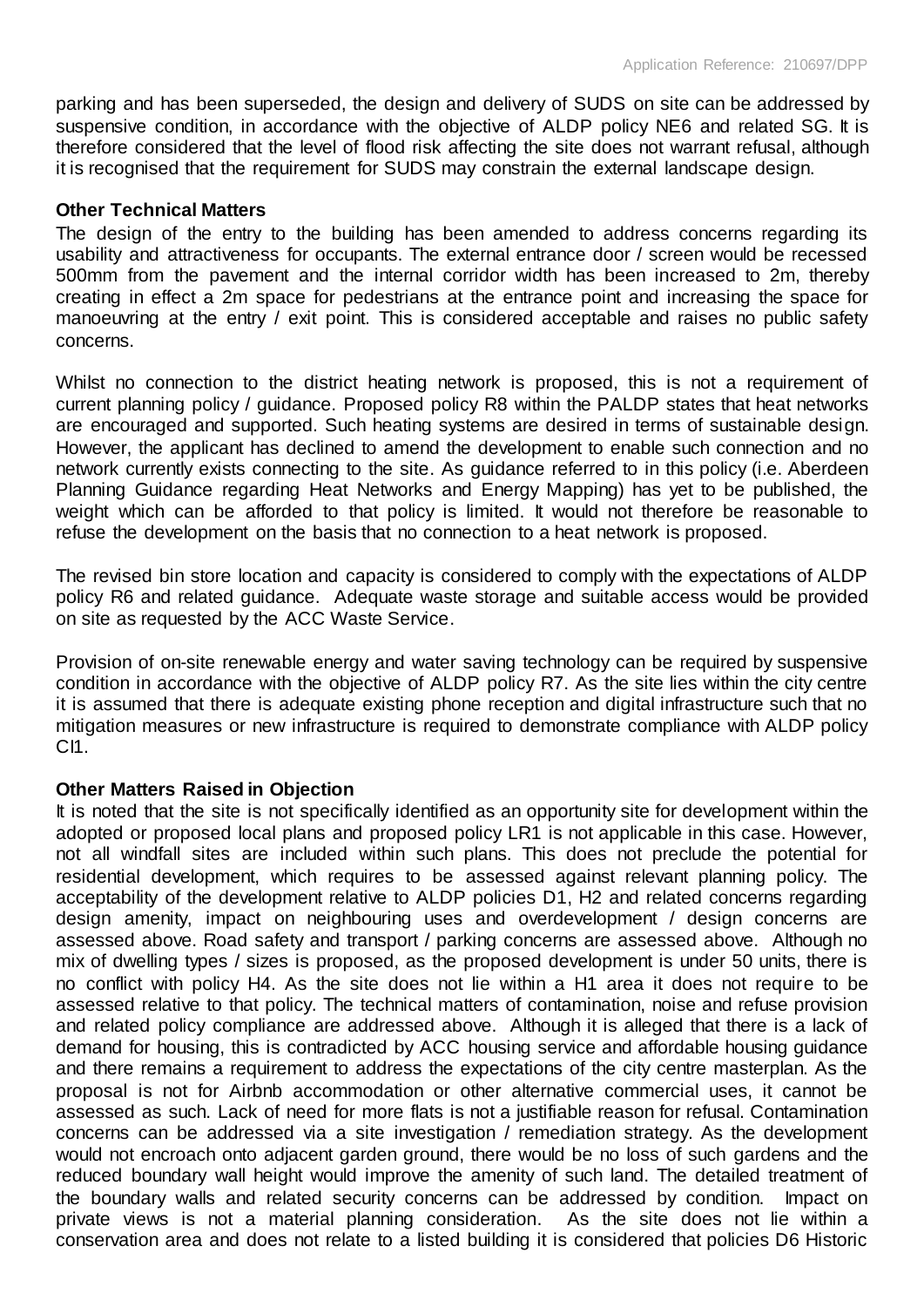parking and has been superseded, the design and delivery of SUDS on site can be addressed by suspensive condition, in accordance with the objective of ALDP policy NE6 and related SG. It is therefore considered that the level of flood risk affecting the site does not warrant refusal, although it is recognised that the requirement for SUDS may constrain the external landscape design.

**Other Technical Matters**

The design of the entry to the building has been amended to address concerns regarding its usability and attractiveness for occupants. The external entrance door / screen would be recessed 500mm from the pavement and the internal corridor width has been increased to 2m, thereby creating in effect a 2m space for pedestrians at the entrance point and increasing the space for manoeuvring at the entry / exit point. This is considered acceptable and raises no public safety concerns.

Whilst no connection to the district heating network is proposed, this is not a requirement of current planning policy / guidance. Proposed policy R8 within the PALDP states that heat networks are encouraged and supported. Such heating systems are desired in terms of sustainable design. However, the applicant has declined to amend the development to enable such connection and no network currently exists connecting to the site. As guidance referred to in this policy (i.e. Aberdeen Planning Guidance regarding Heat Networks and Energy Mapping) has yet to be published, the weight which can be afforded to that policy is limited. It would not therefore be reasonable to refuse the development on the basis that no connection to a heat network is proposed.

The revised bin store location and capacity is considered to comply with the expectations of ALDP policy R6 and related guidance. Adequate waste storage and suitable access would be provided on site as requested by the ACC Waste Service.

Provision of on-site renewable energy and water saving technology can be required by suspensive condition in accordance with the objective of ALDP policy R7. As the site lies within the city centre it is assumed that there is adequate existing phone reception and digital infrastructure such that no mitigation measures or new infrastructure is required to demonstrate compliance with ALDP policy CI1.

**Other Matters Raised in Objection**

It is noted that the site is not specifically identified as an opportunity site for development within the adopted or proposed local plans and proposed policy LR1 is not applicable in this case. However, not all windfall sites are included within such plans. This does not preclude the potential for residential development, which requires to be assessed against relevant planning policy. The acceptability of the development relative to ALDP policies D1, H2 and related concerns regarding design amenity, impact on neighbouring uses and overdevelopment / design concerns are assessed above. Road safety and transport / parking concerns are assessed above. Although no mix of dwelling types / sizes is proposed, as the proposed development is under 50 units, there is no conflict with policy H4. As the site does not lie within a H1 area it does not require to be assessed relative to that policy. The technical matters of contamination, noise and refuse provision and related policy compliance are addressed above. Although it is alleged that there is a lack of demand for housing, this is contradicted by ACC housing service and affordable housing guidance and there remains a requirement to address the expectations of the city centre masterplan. As the proposal is not for Airbnb accommodation or other alternative commercial uses, it cannot be assessed as such. Lack of need for more flats is not a justifiable reason for refusal. Contamination concerns can be addressed via a site investigation / remediation strategy. As the development would not encroach onto adjacent garden ground, there would be no loss of such gardens and the reduced boundary wall height would improve the amenity of such land. The detailed treatment of the boundary walls and related security concerns can be addressed by condition. Impact on private views is not a material planning consideration. As the site does not lie within a conservation area and does not relate to a listed building it is considered that policies D6 Historic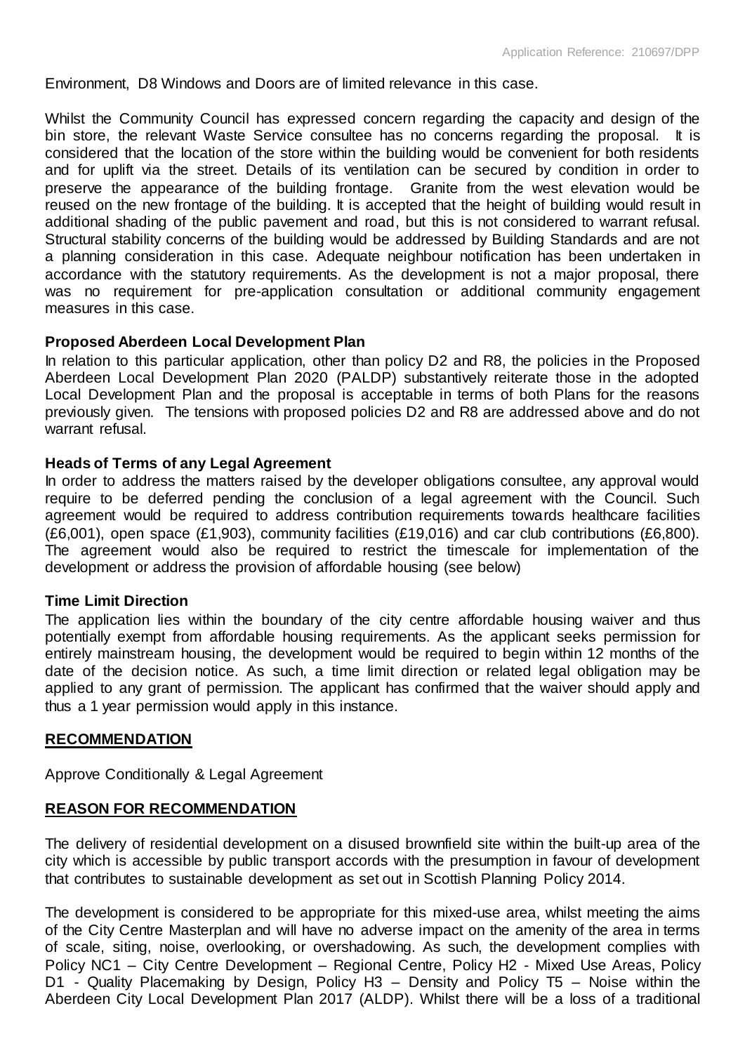Environment, D8 Windows and Doors are of limited relevance in this case.

Whilst the Community Council has expressed concern regarding the capacity and design of the bin store, the relevant Waste Service consultee has no concerns regarding the proposal. It is considered that the location of the store within the building would be convenient for both residents and for uplift via the street. Details of its ventilation can be secured by condition in order to preserve the appearance of the building frontage. Granite from the west elevation would be reused on the new frontage of the building. It is accepted that the height of building would result in additional shading of the public pavement and road, but this is not considered to warrant refusal. Structural stability concerns of the building would be addressed by Building Standards and are not a planning consideration in this case. Adequate neighbour notification has been undertaken in accordance with the statutory requirements. As the development is not a major proposal, there was no requirement for pre-application consultation or additional community engagement measures in this case.

**Proposed Aberdeen Local Development Plan**

In relation to this particular application, other than policy D2 and R8, the policies in the Proposed Aberdeen Local Development Plan 2020 (PALDP) substantively reiterate those in the adopted Local Development Plan and the proposal is acceptable in terms of both Plans for the reasons previously given. The tensions with proposed policies D2 and R8 are addressed above and do not warrant refusal.

**Heads of Terms of any Legal Agreement**

In order to address the matters raised by the developer obligations consultee, any approval would require to be deferred pending the conclusion of a legal agreement with the Council. Such agreement would be required to address contribution requirements towards healthcare facilities (£6,001), open space (£1,903), community facilities (£19,016) and car club contributions (£6,800). The agreement would also be required to restrict the timescale for implementation of the development or address the provision of affordable housing (see below)

**Time Limit Direction**

The application lies within the boundary of the city centre affordable housing waiver and thus potentially exempt from affordable housing requirements. As the applicant seeks permission for entirely mainstream housing, the development would be required to begin within 12 months of the date of the decision notice. As such, a time limit direction or related legal obligation may be applied to any grant of permission. The applicant has confirmed that the waiver should apply and thus a 1 year permission would apply in this instance.

## RECOMMENDATION

Approve Conditionally & Legal Agreement

## REASON FOR RECOMMENDATION

The delivery of residential development on a disused brownfield site within the built-up area of the city which is accessible by public transport accords with the presumption in favour of development that contributes to sustainable development as set out in Scottish Planning Policy 2014.

The development is considered to be appropriate for this mixed-use area, whilst meeting the aims of the City Centre Masterplan and will have no adverse impact on the amenity of the area in terms of scale, siting, noise, overlooking, or overshadowing. As such, the development complies with Policy NC1 – City Centre Development – Regional Centre, Policy H2 - Mixed Use Areas, Policy D1 - Quality Placemaking by Design, Policy H3 – Density and Policy T5 – Noise within the Aberdeen City Local Development Plan 2017 (ALDP). Whilst there will be a loss of a traditional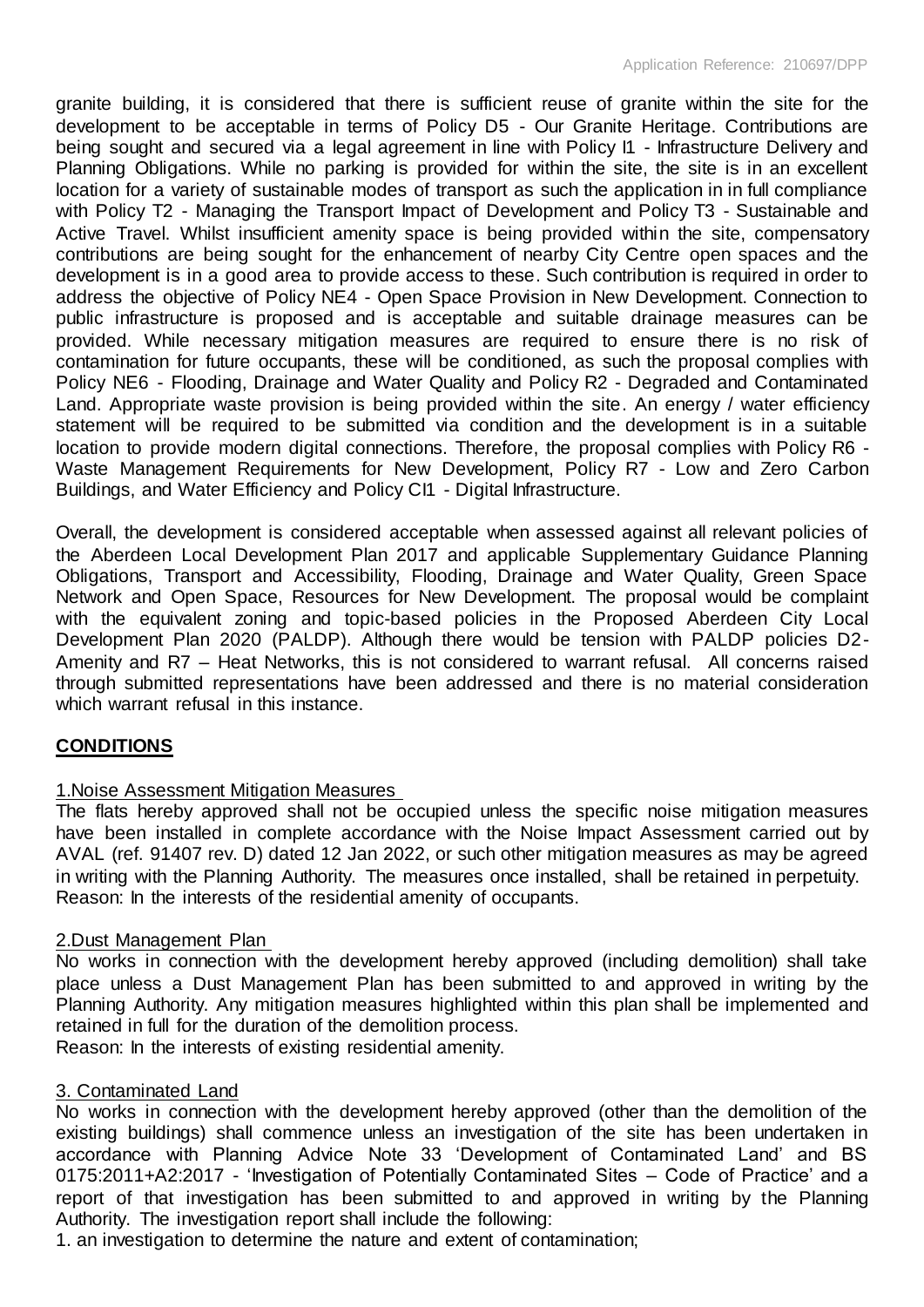granite building, it is considered that there is sufficient reuse of granite within the site for the development to be acceptable in terms of Policy D5 - Our Granite Heritage. Contributions are being sought and secured via a legal agreement in line with Policy I1 - Infrastructure Delivery and Planning Obligations. While no parking is provided for within the site, the site is in an excellent location for a variety of sustainable modes of transport as such the application in in full compliance with Policy T2 - Managing the Transport Impact of Development and Policy T3 - Sustainable and Active Travel. Whilst insufficient amenity space is being provided within the site, compensatory contributions are being sought for the enhancement of nearby City Centre open spaces and the development is in a good area to provide access to these. Such contribution is required in order to address the objective of Policy NE4 - Open Space Provision in New Development. Connection to public infrastructure is proposed and is acceptable and suitable drainage measures can be provided. While necessary mitigation measures are required to ensure there is no risk of contamination for future occupants, these will be conditioned, as such the proposal complies with Policy NE6 - Flooding, Drainage and Water Quality and Policy R2 - Degraded and Contaminated Land. Appropriate waste provision is being provided within the site. An energy / water efficiency statement will be required to be submitted via condition and the development is in a suitable location to provide modern digital connections. Therefore, the proposal complies with Policy R6 - Waste Management Requirements for New Development, Policy R7 - Low and Zero Carbon Buildings, and Water Efficiency and Policy CI1 - Digital Infrastructure.

Overall, the development is considered acceptable when assessed against all relevant policies of the Aberdeen Local Development Plan 2017 and applicable Supplementary Guidance Planning Obligations, Transport and Accessibility, Flooding, Drainage and Water Quality, Green Space Network and Open Space, Resources for New Development. The proposal would be complaint with the equivalent zoning and topic-based policies in the Proposed Aberdeen City Local Development Plan 2020 (PALDP). Although there would be tension with PALDP policies D2- Amenity and R7 – Heat Networks, this is not considered to warrant refusal. All concerns raised through submitted representations have been addressed and there is no material consideration which warrant refusal in this instance.

## CONDITIONS

1.Noise Assessment Mitigation Measures

The flats hereby approved shall not be occupied unless the specific noise mitigation measures have been installed in complete accordance with the Noise Impact Assessment carried out by AVAL (ref. 91407 rev. D) dated 12 Jan 2022, or such other mitigation measures as may be agreed in writing with the Planning Authority. The measures once installed, shall be retained in perpetuity.
Reason: In the interests of the residential amenity of occupants.

2.Dust Management Plan

No works in connection with the development hereby approved (including demolition) shall take place unless a Dust Management Plan has been submitted to and approved in writing by the Planning Authority. Any mitigation measures highlighted within this plan shall be implemented and retained in full for the duration of the demolition process.
Reason: In the interests of existing residential amenity.

3. Contaminated Land

No works in connection with the development hereby approved (other than the demolition of the existing buildings) shall commence unless an investigation of the site has been undertaken in accordance with Planning Advice Note 33 'Development of Contaminated Land' and BS 0175:2011+A2:2017 - 'Investigation of Potentially Contaminated Sites – Code of Practice' and a report of that investigation has been submitted to and approved in writing by the Planning Authority. The investigation report shall include the following:

1. an investigation to determine the nature and extent of contamination;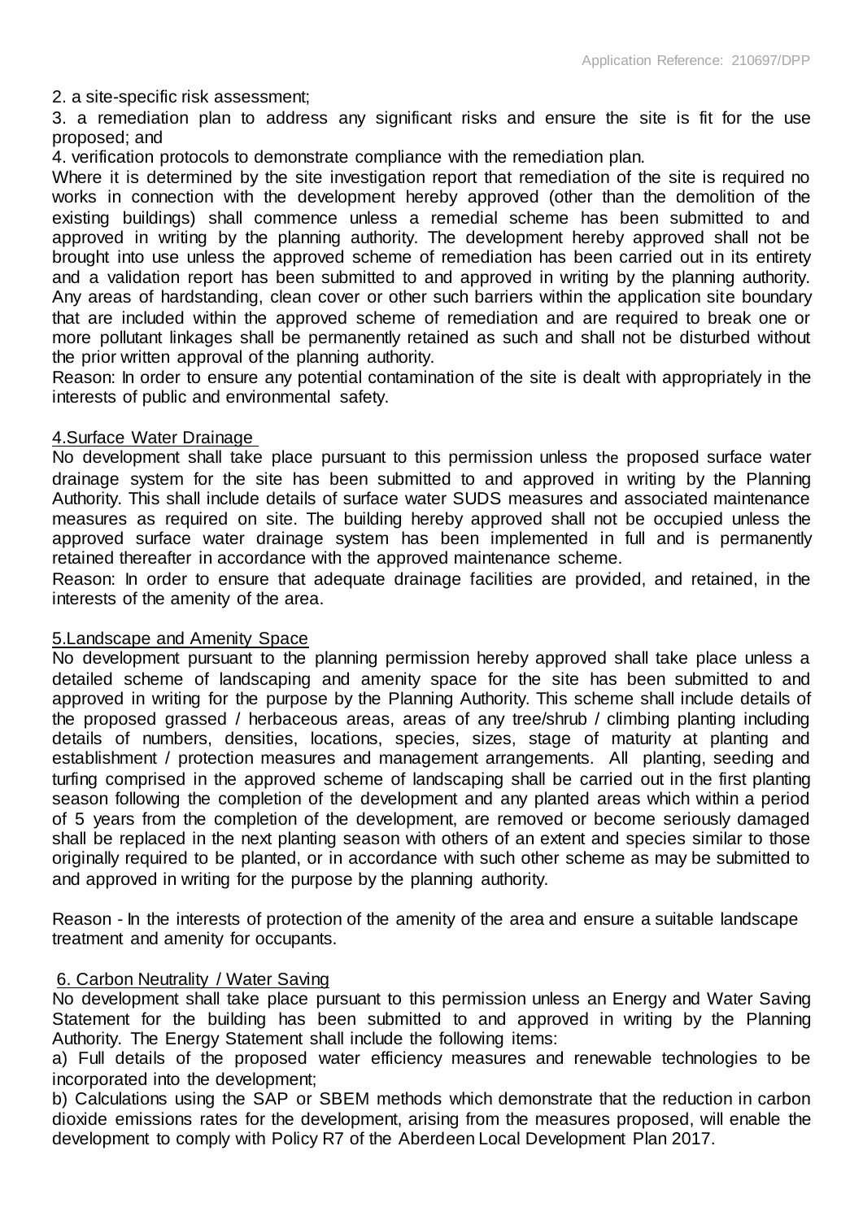2. a site-specific risk assessment;

3. a remediation plan to address any significant risks and ensure the site is fit for the use proposed; and

4. verification protocols to demonstrate compliance with the remediation plan.

Where it is determined by the site investigation report that remediation of the site is required no works in connection with the development hereby approved (other than the demolition of the existing buildings) shall commence unless a remedial scheme has been submitted to and approved in writing by the planning authority. The development hereby approved shall not be brought into use unless the approved scheme of remediation has been carried out in its entirety and a validation report has been submitted to and approved in writing by the planning authority. Any areas of hardstanding, clean cover or other such barriers within the application site boundary that are included within the approved scheme of remediation and are required to break one or more pollutant linkages shall be permanently retained as such and shall not be disturbed without the prior written approval of the planning authority.

Reason: In order to ensure any potential contamination of the site is dealt with appropriately in the interests of public and environmental safety.

4.Surface Water Drainage

No development shall take place pursuant to this permission unless the proposed surface water drainage system for the site has been submitted to and approved in writing by the Planning Authority. This shall include details of surface water SUDS measures and associated maintenance measures as required on site. The building hereby approved shall not be occupied unless the approved surface water drainage system has been implemented in full and is permanently retained thereafter in accordance with the approved maintenance scheme.

Reason: In order to ensure that adequate drainage facilities are provided, and retained, in the interests of the amenity of the area.

5.Landscape and Amenity Space

No development pursuant to the planning permission hereby approved shall take place unless a detailed scheme of landscaping and amenity space for the site has been submitted to and approved in writing for the purpose by the Planning Authority. This scheme shall include details of the proposed grassed / herbaceous areas, areas of any tree/shrub / climbing planting including details of numbers, densities, locations, species, sizes, stage of maturity at planting and establishment / protection measures and management arrangements. All planting, seeding and turfing comprised in the approved scheme of landscaping shall be carried out in the first planting season following the completion of the development and any planted areas which within a period of 5 years from the completion of the development, are removed or become seriously damaged shall be replaced in the next planting season with others of an extent and species similar to those originally required to be planted, or in accordance with such other scheme as may be submitted to and approved in writing for the purpose by the planning authority.

Reason - In the interests of protection of the amenity of the area and ensure a suitable landscape treatment and amenity for occupants.

6. Carbon Neutrality / Water Saving

No development shall take place pursuant to this permission unless an Energy and Water Saving Statement for the building has been submitted to and approved in writing by the Planning Authority. The Energy Statement shall include the following items:

a) Full details of the proposed water efficiency measures and renewable technologies to be incorporated into the development;

b) Calculations using the SAP or SBEM methods which demonstrate that the reduction in carbon dioxide emissions rates for the development, arising from the measures proposed, will enable the development to comply with Policy R7 of the Aberdeen Local Development Plan 2017.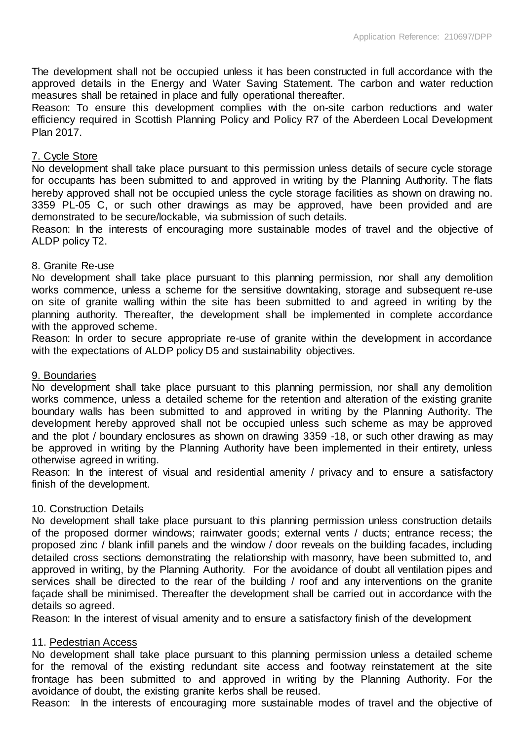The development shall not be occupied unless it has been constructed in full accordance with the approved details in the Energy and Water Saving Statement. The carbon and water reduction measures shall be retained in place and fully operational thereafter.

Reason: To ensure this development complies with the on-site carbon reductions and water efficiency required in Scottish Planning Policy and Policy R7 of the Aberdeen Local Development Plan 2017.

7. Cycle Store

No development shall take place pursuant to this permission unless details of secure cycle storage for occupants has been submitted to and approved in writing by the Planning Authority. The flats hereby approved shall not be occupied unless the cycle storage facilities as shown on drawing no. 3359 PL-05 C, or such other drawings as may be approved, have been provided and are demonstrated to be secure/lockable, via submission of such details.

Reason: In the interests of encouraging more sustainable modes of travel and the objective of ALDP policy T2.

8. Granite Re-use

No development shall take place pursuant to this planning permission, nor shall any demolition works commence, unless a scheme for the sensitive downtaking, storage and subsequent re-use on site of granite walling within the site has been submitted to and agreed in writing by the planning authority. Thereafter, the development shall be implemented in complete accordance with the approved scheme.

Reason: In order to secure appropriate re-use of granite within the development in accordance with the expectations of ALDP policy D5 and sustainability objectives.

9. Boundaries

No development shall take place pursuant to this planning permission, nor shall any demolition works commence, unless a detailed scheme for the retention and alteration of the existing granite boundary walls has been submitted to and approved in writing by the Planning Authority. The development hereby approved shall not be occupied unless such scheme as may be approved and the plot / boundary enclosures as shown on drawing 3359 -18, or such other drawing as may be approved in writing by the Planning Authority have been implemented in their entirety, unless otherwise agreed in writing.

Reason: In the interest of visual and residential amenity / privacy and to ensure a satisfactory finish of the development.

10. Construction Details

No development shall take place pursuant to this planning permission unless construction details of the proposed dormer windows; rainwater goods; external vents / ducts; entrance recess; the proposed zinc / blank infill panels and the window / door reveals on the building facades, including detailed cross sections demonstrating the relationship with masonry, have been submitted to, and approved in writing, by the Planning Authority. For the avoidance of doubt all ventilation pipes and services shall be directed to the rear of the building / roof and any interventions on the granite façade shall be minimised. Thereafter the development shall be carried out in accordance with the details so agreed.

Reason: In the interest of visual amenity and to ensure a satisfactory finish of the development

11. Pedestrian Access

No development shall take place pursuant to this planning permission unless a detailed scheme for the removal of the existing redundant site access and footway reinstatement at the site frontage has been submitted to and approved in writing by the Planning Authority. For the avoidance of doubt, the existing granite kerbs shall be reused.

Reason: In the interests of encouraging more sustainable modes of travel and the objective of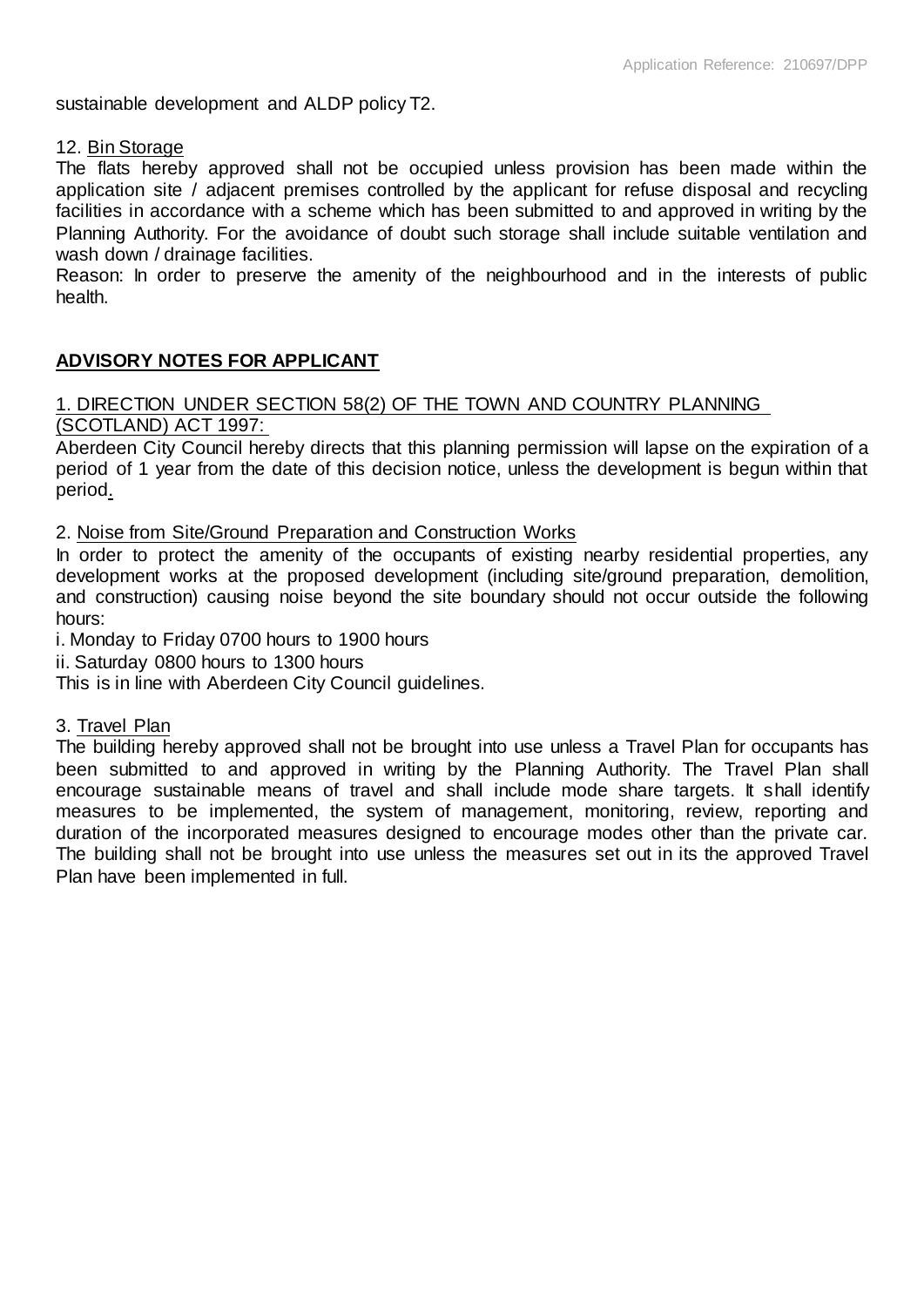sustainable development and ALDP policy T2.

12. Bin Storage

The flats hereby approved shall not be occupied unless provision has been made within the application site / adjacent premises controlled by the applicant for refuse disposal and recycling facilities in accordance with a scheme which has been submitted to and approved in writing by the Planning Authority. For the avoidance of doubt such storage shall include suitable ventilation and wash down / drainage facilities.

Reason: In order to preserve the amenity of the neighbourhood and in the interests of public health.

## ADVISORY NOTES FOR APPLICANT

1. DIRECTION UNDER SECTION 58(2) OF THE TOWN AND COUNTRY PLANNING (SCOTLAND) ACT 1997:

Aberdeen City Council hereby directs that this planning permission will lapse on the expiration of a period of 1 year from the date of this decision notice, unless the development is begun within that period.

2. Noise from Site/Ground Preparation and Construction Works

In order to protect the amenity of the occupants of existing nearby residential properties, any development works at the proposed development (including site/ground preparation, demolition, and construction) causing noise beyond the site boundary should not occur outside the following hours:

i. Monday to Friday 0700 hours to 1900 hours

ii. Saturday 0800 hours to 1300 hours

This is in line with Aberdeen City Council guidelines.

3. Travel Plan

The building hereby approved shall not be brought into use unless a Travel Plan for occupants has been submitted to and approved in writing by the Planning Authority. The Travel Plan shall encourage sustainable means of travel and shall include mode share targets. It shall identify measures to be implemented, the system of management, monitoring, review, reporting and duration of the incorporated measures designed to encourage modes other than the private car. The building shall not be brought into use unless the measures set out in its the approved Travel Plan have been implemented in full.